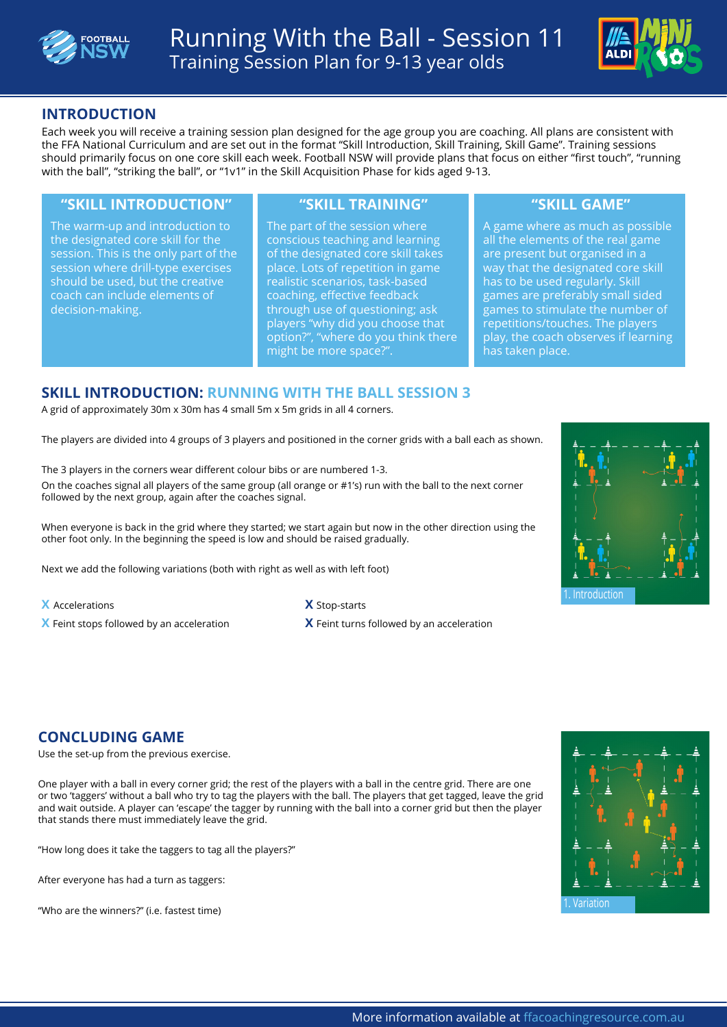# Running With the Ball - Session 11

Training Session Plan for 9-13 year olds

## INTRODUCTION

Each week you will receive a training session plan designed for the age group you are coaching. All plans are consistent with the FFA National Curriculum and are set out in the format "Skill Introduction, Skill Training, Skill Game". Training sessions should primarily focus on one core skill each week. Football NSW will provide plans that focus on either "first touch", "running with the ball", "striking the ball", or "1v1" in the Skill Acquisition Phase for kids aged 9-13.

### "SKILL INTRODUCTION"

The warm-up and introduction to the designated core skill for the session. This is the only part of the session where drill-type exercises should be used, but the creative coach can include elements of decision-making.

### "SKILL TRAINING"

The part of the session where conscious teaching and learning of the designated core skill takes place. Lots of repetition in game realistic scenarios, task-based coaching, effective feedback through use of questioning; ask players "why did you choose that option?", "where do you think there might be more space?".

### "SKILL GAME"

A game where as much as possible all the elements of the real game are present but organised in a way that the designated core skill has to be used regularly. Skill games are preferably small sided games to stimulate the number of repetitions/touches. The players play, the coach observes if learning has taken place.

## SKILL INTRODUCTION: RUNNING WITH THE BALL SESSION 3

A grid of approximately 30m x 30m has 4 small 5m x 5m grids in all 4 corners.

The players are divided into 4 groups of 3 players and positioned in the corner grids with a ball each as shown.

The 3 players in the corners wear different colour bibs or are numbered 1-3.

On the coaches signal all players of the same group (all orange or #1's) run with the ball to the next corner followed by the next group, again after the coaches signal.

When everyone is back in the grid where they started; we start again but now in the other direction using the other foot only. In the beginning the speed is low and should be raised gradually.

Next we add the following variations (both with right as well as with left foot)

- **X** Accelerations
- **X** Stop-starts
- **X** Feint stops followed by an acceleration
- **X** Feint turns followed by an acceleration

1. Introduction

## CONCLUDING GAME

Use the set-up from the previous exercise.

One player with a ball in every corner grid; the rest of the players with a ball in the centre grid. There are one or two 'taggers' without a ball who try to tag the players with the ball. The players that get tagged, leave the grid and wait outside. A player can 'escape' the tagger by running with the ball into a corner grid but then the player that stands there must immediately leave the grid.

"How long does it take the taggers to tag all the players?"

After everyone has had a turn as taggers:

"Who are the winners?" (i.e. fastest time)

1. Variation

More information available at ffacoachingresource.com.au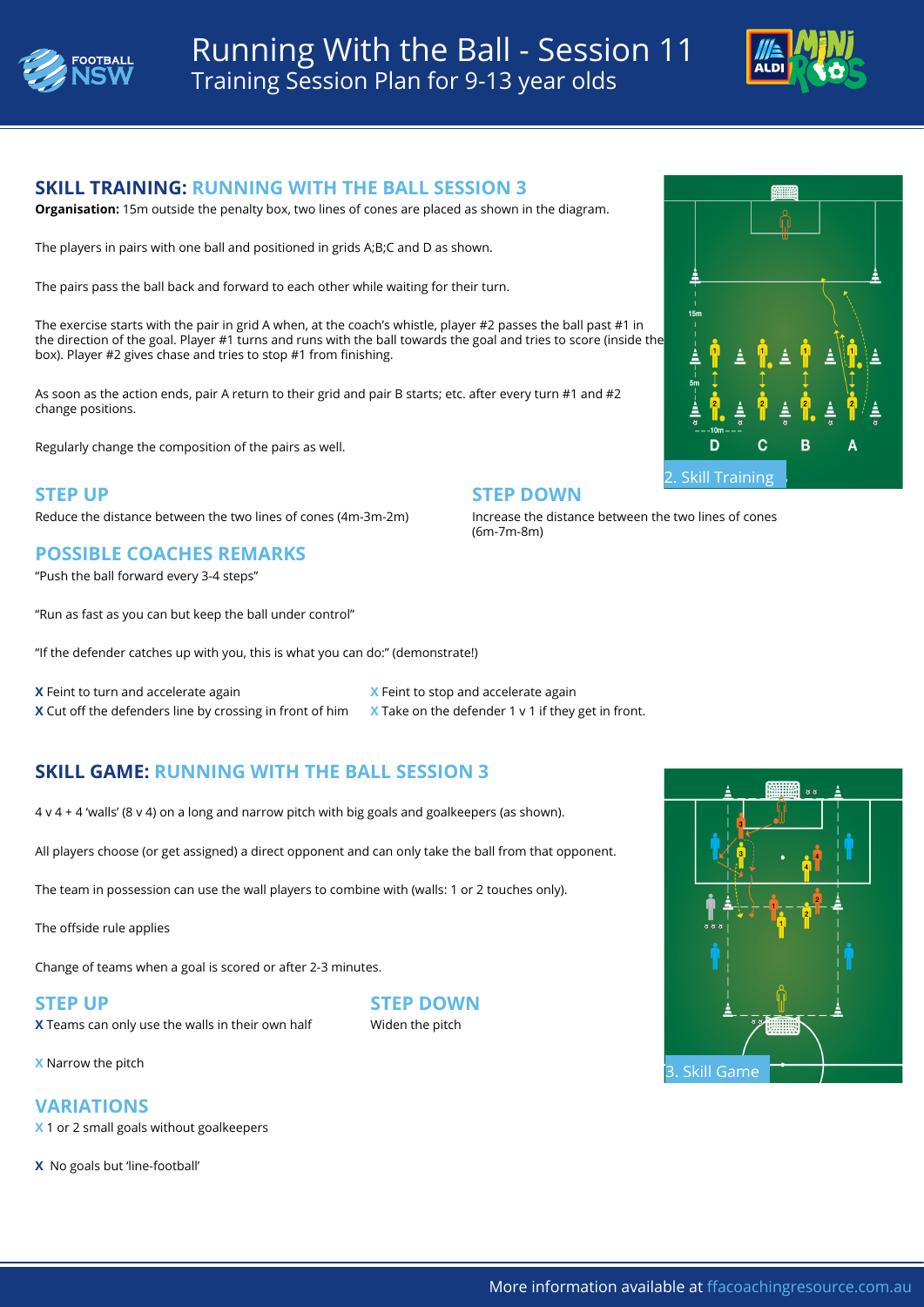# Running With the Ball - Session 11
Training Session Plan for 9-13 year olds

## SKILL TRAINING: RUNNING WITH THE BALL SESSION 3

**Organisation:** 15m outside the penalty box, two lines of cones are placed as shown in the diagram.

The players in pairs with one ball and positioned in grids A;B;C and D as shown.

The pairs pass the ball back and forward to each other while waiting for their turn.

The exercise starts with the pair in grid A when, at the coach's whistle, player #2 passes the ball past #1 in the direction of the goal. Player #1 turns and runs with the ball towards the goal and tries to score (inside the box). Player #2 gives chase and tries to stop #1 from finishing.

As soon as the action ends, pair A return to their grid and pair B starts; etc. after every turn #1 and #2 change positions.

Regularly change the composition of the pairs as well.

15m
5m
10m
D C B A

2. Skill Training

### STEP UP
Reduce the distance between the two lines of cones (4m-3m-2m)

### STEP DOWN
Increase the distance between the two lines of cones (6m-7m-8m)

### POSSIBLE COACHES REMARKS
"Push the ball forward every 3-4 steps"

"Run as fast as you can but keep the ball under control"

"If the defender catches up with you, this is what you can do:" (demonstrate!)

- Feint to turn and accelerate again
- Cut off the defenders line by crossing in front of him
- Feint to stop and accelerate again
- Take on the defender 1 v 1 if they get in front.

## SKILL GAME: RUNNING WITH THE BALL SESSION 3

4 v 4 + 4 'walls' (8 v 4) on a long and narrow pitch with big goals and goalkeepers (as shown).

All players choose (or get assigned) a direct opponent and can only take the ball from that opponent.

The team in possession can use the wall players to combine with (walls: 1 or 2 touches only).

The offside rule applies

Change of teams when a goal is scored or after 2-3 minutes.

3. Skill Game

### STEP UP
- Teams can only use the walls in their own half
- Narrow the pitch

### STEP DOWN
Widen the pitch

### VARIATIONS
- 1 or 2 small goals without goalkeepers
- No goals but 'line-football'

More information available at ffacoachingresource.com.au